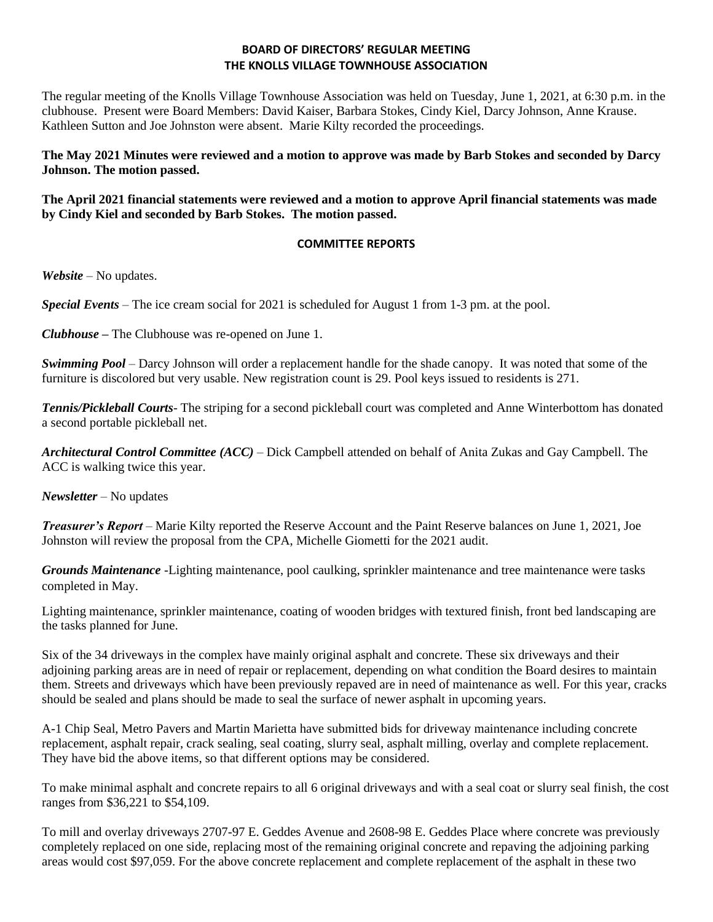**BOARD OF DIRECTORS' REGULAR MEETING**
**THE KNOLLS VILLAGE TOWNHOUSE ASSOCIATION**

The regular meeting of the Knolls Village Townhouse Association was held on Tuesday, June 1, 2021, at 6:30 p.m. in the clubhouse. Present were Board Members: David Kaiser, Barbara Stokes, Cindy Kiel, Darcy Johnson, Anne Krause. Kathleen Sutton and Joe Johnston were absent. Marie Kilty recorded the proceedings.

**The May 2021 Minutes were reviewed and a motion to approve was made by Barb Stokes and seconded by Darcy Johnson. The motion passed.**

**The April 2021 financial statements were reviewed and a motion to approve April financial statements was made by Cindy Kiel and seconded by Barb Stokes. The motion passed.**

**COMMITTEE REPORTS**

***Website*** – No updates.

***Special Events*** – The ice cream social for 2021 is scheduled for August 1 from 1-3 pm. at the pool.

***Clubhouse –*** The Clubhouse was re-opened on June 1.

***Swimming Pool*** – Darcy Johnson will order a replacement handle for the shade canopy. It was noted that some of the furniture is discolored but very usable. New registration count is 29. Pool keys issued to residents is 271.

***Tennis/Pickleball Courts***- The striping for a second pickleball court was completed and Anne Winterbottom has donated a second portable pickleball net.

***Architectural Control Committee (ACC)*** – Dick Campbell attended on behalf of Anita Zukas and Gay Campbell. The ACC is walking twice this year.

***Newsletter*** – No updates

***Treasurer's Report*** – Marie Kilty reported the Reserve Account and the Paint Reserve balances on June 1, 2021, Joe Johnston will review the proposal from the CPA, Michelle Giometti for the 2021 audit.

***Grounds Maintenance*** -Lighting maintenance, pool caulking, sprinkler maintenance and tree maintenance were tasks completed in May.

Lighting maintenance, sprinkler maintenance, coating of wooden bridges with textured finish, front bed landscaping are the tasks planned for June.

Six of the 34 driveways in the complex have mainly original asphalt and concrete. These six driveways and their adjoining parking areas are in need of repair or replacement, depending on what condition the Board desires to maintain them. Streets and driveways which have been previously repaved are in need of maintenance as well. For this year, cracks should be sealed and plans should be made to seal the surface of newer asphalt in upcoming years.

A-1 Chip Seal, Metro Pavers and Martin Marietta have submitted bids for driveway maintenance including concrete replacement, asphalt repair, crack sealing, seal coating, slurry seal, asphalt milling, overlay and complete replacement. They have bid the above items, so that different options may be considered.

To make minimal asphalt and concrete repairs to all 6 original driveways and with a seal coat or slurry seal finish, the cost ranges from $36,221 to $54,109.

To mill and overlay driveways 2707-97 E. Geddes Avenue and 2608-98 E. Geddes Place where concrete was previously completely replaced on one side, replacing most of the remaining original concrete and repaving the adjoining parking areas would cost $97,059. For the above concrete replacement and complete replacement of the asphalt in these two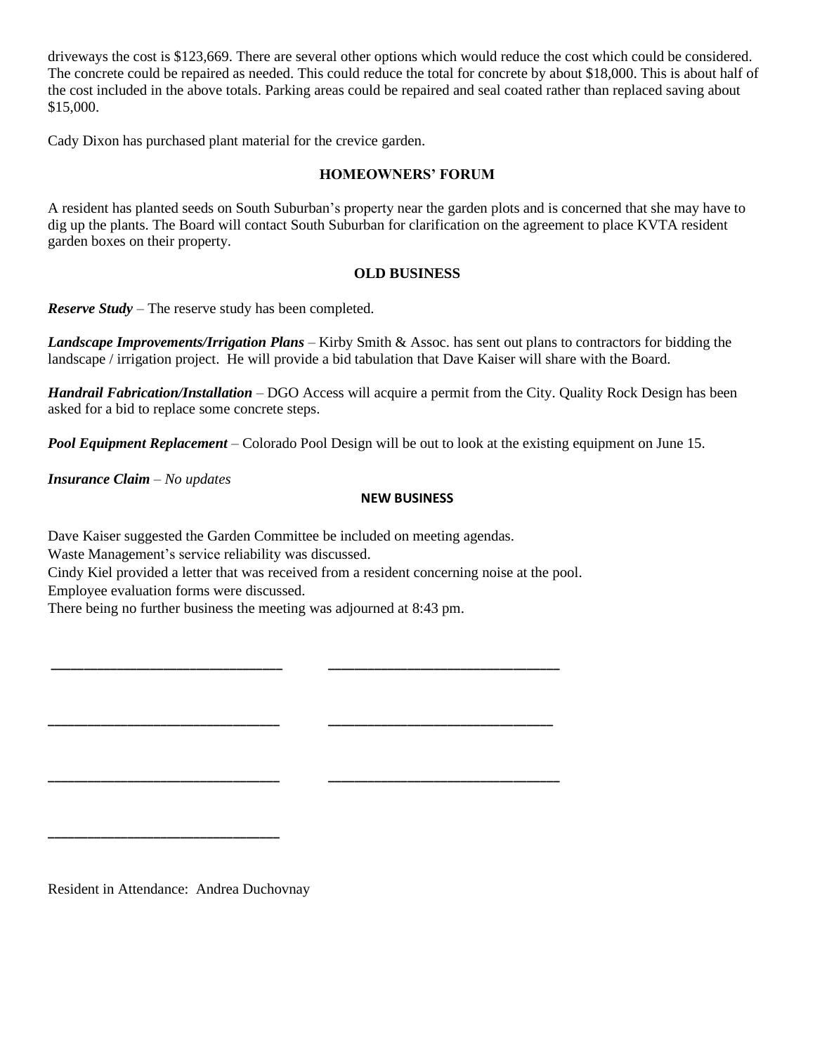driveways the cost is $123,669. There are several other options which would reduce the cost which could be considered. The concrete could be repaired as needed. This could reduce the total for concrete by about $18,000. This is about half of the cost included in the above totals. Parking areas could be repaired and seal coated rather than replaced saving about $15,000.

Cady Dixon has purchased plant material for the crevice garden.

## HOMEOWNERS' FORUM

A resident has planted seeds on South Suburban's property near the garden plots and is concerned that she may have to dig up the plants. The Board will contact South Suburban for clarification on the agreement to place KVTA resident garden boxes on their property.

## OLD BUSINESS

***Reserve Study*** – The reserve study has been completed.

***Landscape Improvements/Irrigation Plans*** – Kirby Smith & Assoc. has sent out plans to contractors for bidding the landscape / irrigation project. He will provide a bid tabulation that Dave Kaiser will share with the Board.

***Handrail Fabrication/Installation*** – DGO Access will acquire a permit from the City. Quality Rock Design has been asked for a bid to replace some concrete steps.

***Pool Equipment Replacement*** – Colorado Pool Design will be out to look at the existing equipment on June 15.

***Insurance Claim*** – *No updates*

## NEW BUSINESS

Dave Kaiser suggested the Garden Committee be included on meeting agendas.
Waste Management's service reliability was discussed.
Cindy Kiel provided a letter that was received from a resident concerning noise at the pool.
Employee evaluation forms were discussed.
There being no further business the meeting was adjourned at 8:43 pm.

_______________________________          _______________________________

_______________________________          _______________________________

_______________________________          _______________________________

_______________________________

Resident in Attendance: Andrea Duchovnay